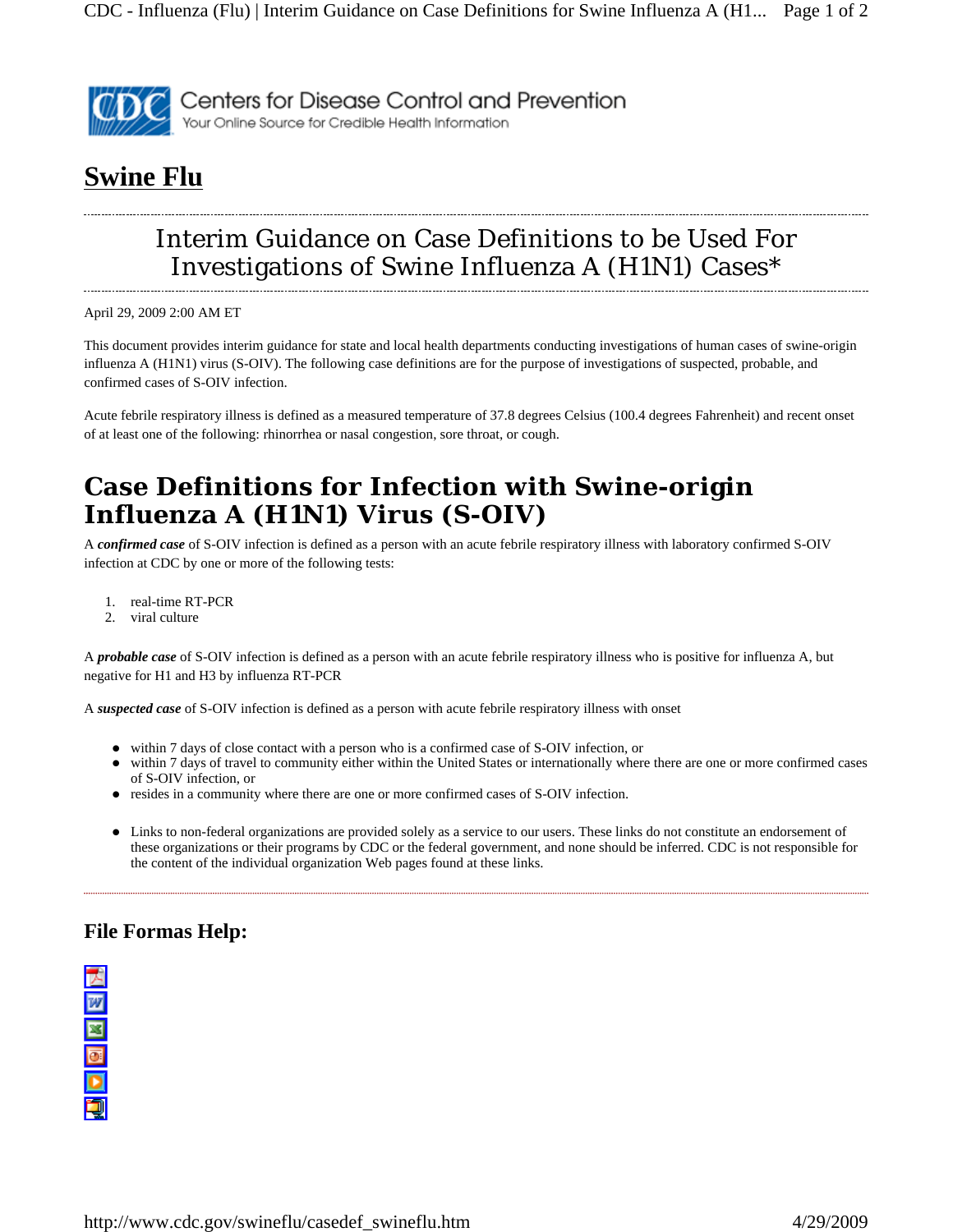# Swine Flu

## Interim Guidance on Case Definitions to be Used For Investigations of Swine Influenza A (H1N1) Cases*

April 29, 2009 2:00 AM ET

This document provides interim guidance for state and local health departments conducting investigations of human cases of swine-origin influenza A (H1N1) virus (S-OIV). The following case definitions are for the purpose of investigations of suspected, probable, and confirmed cases of S-OIV infection.

Acute febrile respiratory illness is defined as a measured temperature of 37.8 degrees Celsius (100.4 degrees Fahrenheit) and recent onset of at least one of the following: rhinorrhea or nasal congestion, sore throat, or cough.

## Case Definitions for Infection with Swine-origin Influenza A (H1N1) Virus (S-OIV)

A ***confirmed case*** of S-OIV infection is defined as a person with an acute febrile respiratory illness with laboratory confirmed S-OIV infection at CDC by one or more of the following tests:

1. real-time RT-PCR
2. viral culture

A ***probable case*** of S-OIV infection is defined as a person with an acute febrile respiratory illness who is positive for influenza A, but negative for H1 and H3 by influenza RT-PCR

A ***suspected case*** of S-OIV infection is defined as a person with acute febrile respiratory illness with onset

- within 7 days of close contact with a person who is a confirmed case of S-OIV infection, or
- within 7 days of travel to community either within the United States or internationally where there are one or more confirmed cases of S-OIV infection, or
- resides in a community where there are one or more confirmed cases of S-OIV infection.

- Links to non-federal organizations are provided solely as a service to our users. These links do not constitute an endorsement of these organizations or their programs by CDC or the federal government, and none should be inferred. CDC is not responsible for the content of the individual organization Web pages found at these links.

### File Formas Help: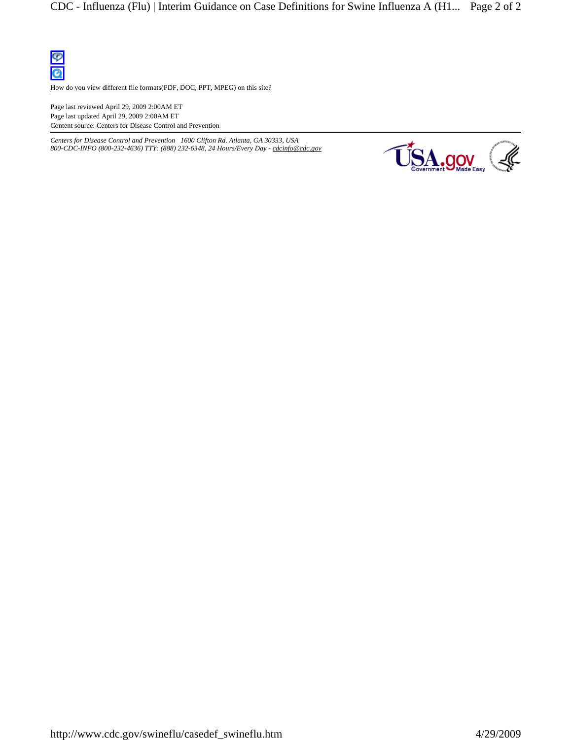How do you view different file formats(PDF, DOC, PPT, MPEG) on this site?

Page last reviewed April 29, 2009 2:00AM ET
Page last updated April 29, 2009 2:00AM ET
Content source: Centers for Disease Control and Prevention

---

*Centers for Disease Control and Prevention 1600 Clifton Rd. Atlanta, GA 30333, USA*
*800-CDC-INFO (800-232-4636) TTY: (888) 232-6348, 24 Hours/Every Day - cdcinfo@cdc.gov*